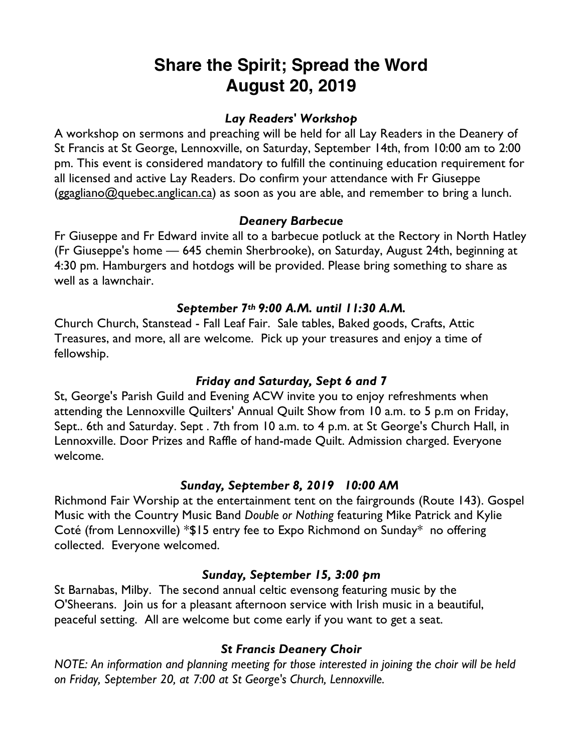# Share the Spirit; Spread the Word
# August 20, 2019

### *Lay Readers' Workshop*

A workshop on sermons and preaching will be held for all Lay Readers in the Deanery of St Francis at St George, Lennoxville, on Saturday, September 14th, from 10:00 am to 2:00 pm. This event is considered mandatory to fulfill the continuing education requirement for all licensed and active Lay Readers. Do confirm your attendance with Fr Giuseppe (ggagliano@quebec.anglican.ca) as soon as you are able, and remember to bring a lunch.

### *Deanery Barbecue*

Fr Giuseppe and Fr Edward invite all to a barbecue potluck at the Rectory in North Hatley (Fr Giuseppe's home — 645 chemin Sherbrooke), on Saturday, August 24th, beginning at 4:30 pm. Hamburgers and hotdogs will be provided. Please bring something to share as well as a lawnchair.

### *September 7th 9:00 A.M. until 11:30 A.M.*

Church Church, Stanstead - Fall Leaf Fair. Sale tables, Baked goods, Crafts, Attic Treasures, and more, all are welcome. Pick up your treasures and enjoy a time of fellowship.

### *Friday and Saturday, Sept 6 and 7*

St, George's Parish Guild and Evening ACW invite you to enjoy refreshments when attending the Lennoxville Quilters' Annual Quilt Show from 10 a.m. to 5 p.m on Friday, Sept.. 6th and Saturday. Sept . 7th from 10 a.m. to 4 p.m. at St George's Church Hall, in Lennoxville. Door Prizes and Raffle of hand-made Quilt. Admission charged. Everyone welcome.

### *Sunday, September 8, 2019 10:00 AM*

Richmond Fair Worship at the entertainment tent on the fairgrounds (Route 143). Gospel Music with the Country Music Band *Double or Nothing* featuring Mike Patrick and Kylie Coté (from Lennoxville) *$15 entry fee to Expo Richmond on Sunday* no offering collected. Everyone welcomed.

### *Sunday, September 15, 3:00 pm*

St Barnabas, Milby. The second annual celtic evensong featuring music by the O'Sheerans. Join us for a pleasant afternoon service with Irish music in a beautiful, peaceful setting. All are welcome but come early if you want to get a seat.

### *St Francis Deanery Choir*

*NOTE: An information and planning meeting for those interested in joining the choir will be held on Friday, September 20, at 7:00 at St George's Church, Lennoxville.*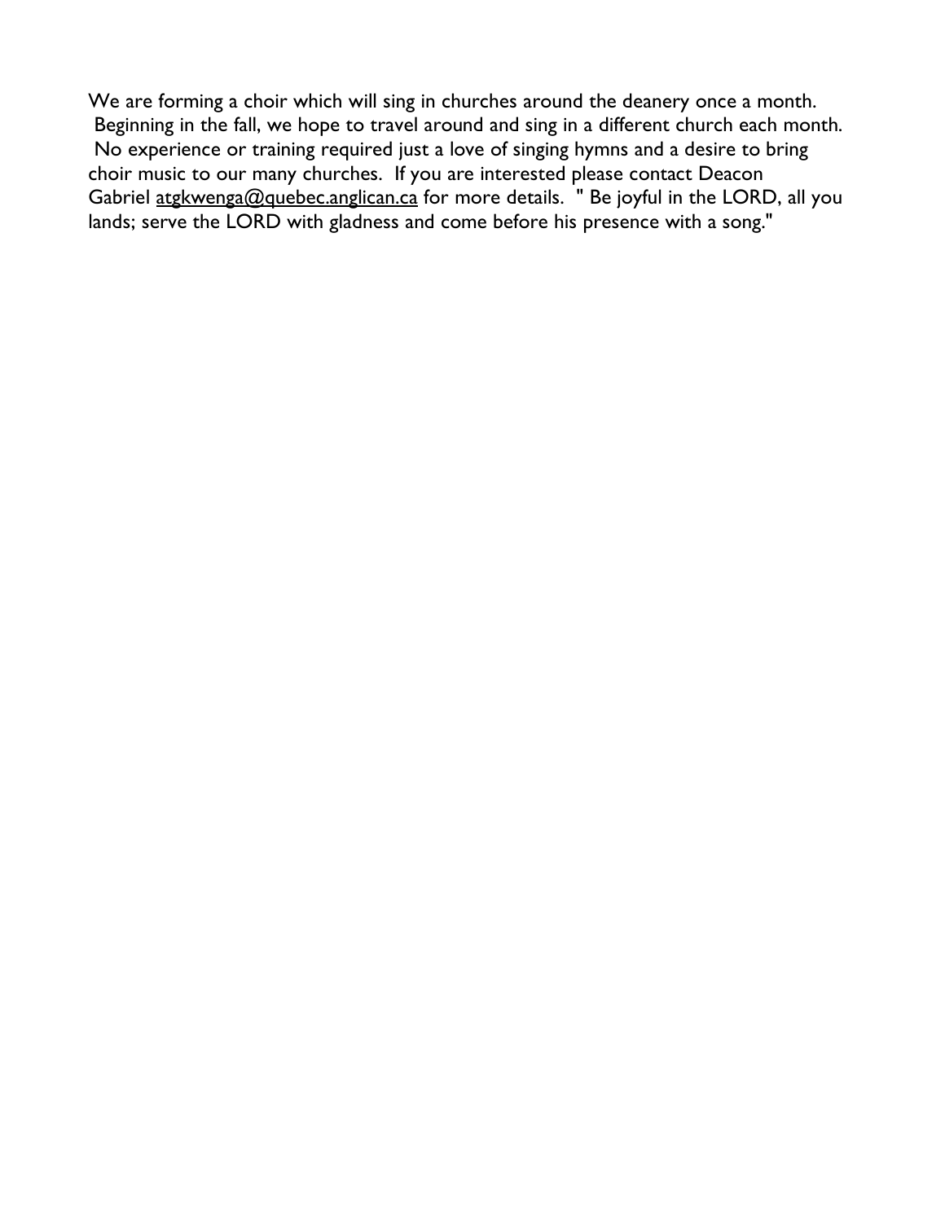We are forming a choir which will sing in churches around the deanery once a month. Beginning in the fall, we hope to travel around and sing in a different church each month. No experience or training required just a love of singing hymns and a desire to bring choir music to our many churches. If you are interested please contact Deacon Gabriel atgkwenga@quebec.anglican.ca for more details. " Be joyful in the LORD, all you lands; serve the LORD with gladness and come before his presence with a song."